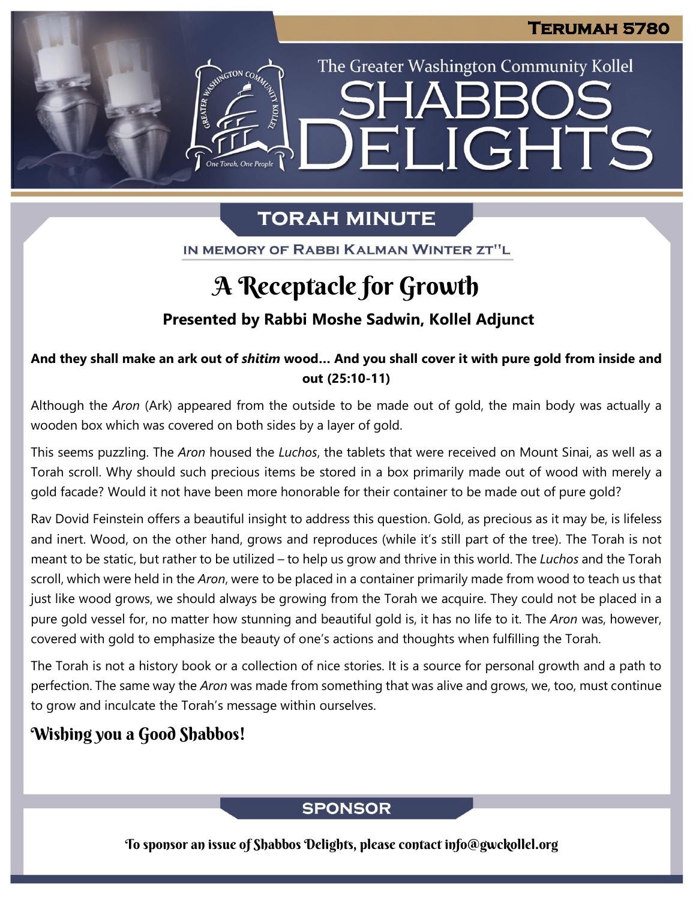# Terumah 5780

The Greater Washington Community Kollel

# Shabbos Delights

## Torah Minute

In Memory of Rabbi Kalman Winter zt"l

## A Receptacle for Growth

**Presented by Rabbi Moshe Sadwin, Kollel Adjunct**

**And they shall make an ark out of *shitim* wood… And you shall cover it with pure gold from inside and out (25:10-11)**

Although the *Aron* (Ark) appeared from the outside to be made out of gold, the main body was actually a wooden box which was covered on both sides by a layer of gold.

This seems puzzling. The *Aron* housed the *Luchos*, the tablets that were received on Mount Sinai, as well as a Torah scroll. Why should such precious items be stored in a box primarily made out of wood with merely a gold facade? Would it not have been more honorable for their container to be made out of pure gold?

Rav Dovid Feinstein offers a beautiful insight to address this question. Gold, as precious as it may be, is lifeless and inert. Wood, on the other hand, grows and reproduces (while it's still part of the tree). The Torah is not meant to be static, but rather to be utilized – to help us grow and thrive in this world. The *Luchos* and the Torah scroll, which were held in the *Aron*, were to be placed in a container primarily made from wood to teach us that just like wood grows, we should always be growing from the Torah we acquire. They could not be placed in a pure gold vessel for, no matter how stunning and beautiful gold is, it has no life to it. The *Aron* was, however, covered with gold to emphasize the beauty of one's actions and thoughts when fulfilling the Torah.

The Torah is not a history book or a collection of nice stories. It is a source for personal growth and a path to perfection. The same way the *Aron* was made from something that was alive and grows, we, too, must continue to grow and inculcate the Torah's message within ourselves.

**Wishing you a Good Shabbos!**

## Sponsor

To sponsor an issue of Shabbos Delights, please contact info@gwckollel.org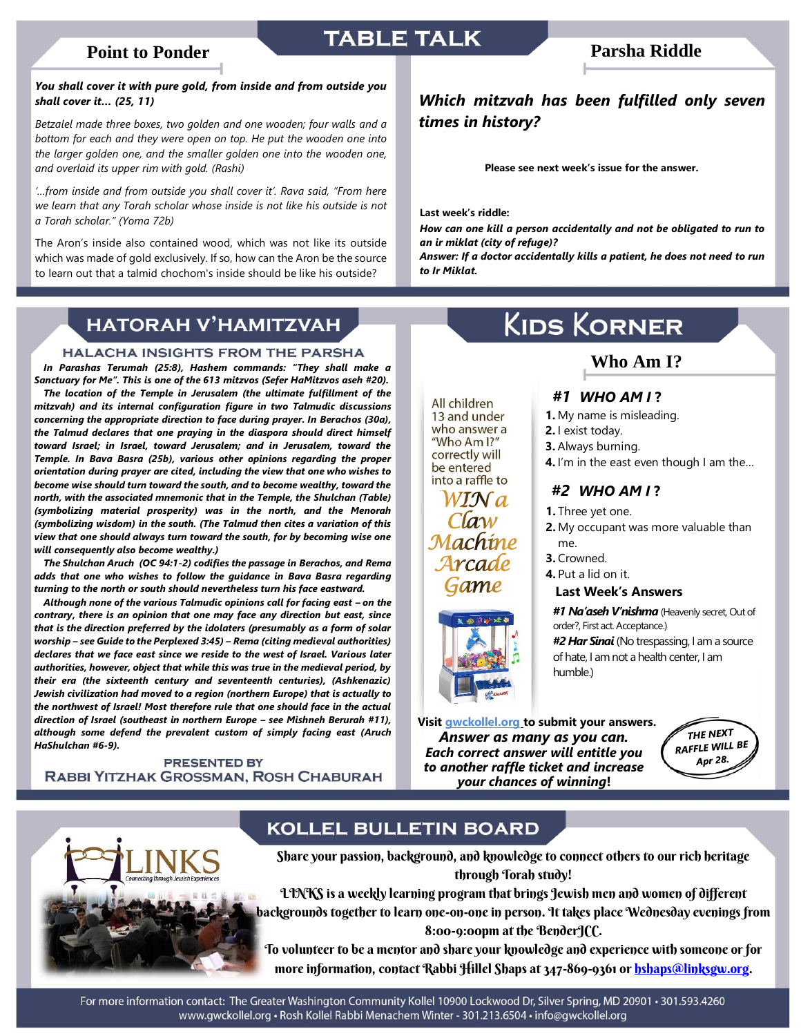# TABLE TALK

## Point to Ponder

***You shall cover it with pure gold, from inside and from outside you shall cover it... (25, 11)***

*Betzalel made three boxes, two golden and one wooden; four walls and a bottom for each and they were open on top. He put the wooden one into the larger golden one, and the smaller golden one into the wooden one, and overlaid its upper rim with gold. (Rashi)*

*'...from inside and from outside you shall cover it'. Rava said, "From here we learn that any Torah scholar whose inside is not like his outside is not a Torah scholar." (Yoma 72b)*

The Aron's inside also contained wood, which was not like its outside which was made of gold exclusively. If so, how can the Aron be the source to learn out that a talmid chochom's inside should be like his outside?

## Parsha Riddle

***Which mitzvah has been fulfilled only seven times in history?***

**Please see next week's issue for the answer.**

**Last week's riddle:**

***How can one kill a person accidentally and not be obligated to run to an ir miklat (city of refuge)?***

***Answer: If a doctor accidentally kills a patient, he does not need to run to Ir Miklat.***

# HATORAH V'HAMITZVAH

## HALACHA INSIGHTS FROM THE PARSHA

***In Parashas Terumah (25:8), Hashem commands: "They shall make a Sanctuary for Me". This is one of the 613 mitzvos (Sefer HaMitzvos aseh #20).***

***The location of the Temple in Jerusalem (the ultimate fulfillment of the mitzvah) and its internal configuration figure in two Talmudic discussions concerning the appropriate direction to face during prayer. In Berachos (30a), the Talmud declares that one praying in the diaspora should direct himself toward Israel; in Israel, toward Jerusalem; and in Jerusalem, toward the Temple. In Bava Basra (25b), various other opinions regarding the proper orientation during prayer are cited, including the view that one who wishes to become wise should turn toward the south, and to become wealthy, toward the north, with the associated mnemonic that in the Temple, the Shulchan (Table) (symbolizing material prosperity) was in the north, and the Menorah (symbolizing wisdom) in the south. (The Talmud then cites a variation of this view that one should always turn toward the south, for by becoming wise one will consequently also become wealthy.)***

***The Shulchan Aruch (OC 94:1-2) codifies the passage in Berachos, and Rema adds that one who wishes to follow the guidance in Bava Basra regarding turning to the north or south should nevertheless turn his face eastward.***

***Although none of the various Talmudic opinions call for facing east – on the contrary, there is an opinion that one may face any direction but east, since that is the direction preferred by the idolaters (presumably as a form of solar worship – see Guide to the Perplexed 3:45) – Rema (citing medieval authorities) declares that we face east since we reside to the west of Israel. Various later authorities, however, object that while this was true in the medieval period, by their era (the sixteenth and seventeenth centuries), (Ashkenazic) Jewish civilization had moved to a region (northern Europe) that is actually to the northwest of Israel! Most therefore rule that one should face in the actual direction of Israel (southeast in northern Europe – see Mishneh Berurah #11), although some defend the prevalent custom of simply facing east (Aruch HaShulchan #6-9).***

PRESENTED BY
RABBI YITZHAK GROSSMAN, ROSH CHABURAH

# KIDS KORNER

## Who Am I?

All children 13 and under who answer a "Who Am I?" correctly will be entered into a raffle to

WIN a Claw Machine Arcade Game

### #1 WHO AM I ?

1. My name is misleading.
2. I exist today.
3. Always burning.
4. I'm in the east even though I am the...

### #2 WHO AM I ?

1. Three yet one.
2. My occupant was more valuable than me.
3. Crowned.
4. Put a lid on it.

**Last Week's Answers**

***#1 Na'aseh V'nishma*** (Heavenly secret, Out of order?, First act. Acceptance.)

***#2 Har Sinai*** (No trespassing, I am a source of hate, I am not a health center, I am humble.)

**Visit gwckollel.org to submit your answers.**

***Answer as many as you can. Each correct answer will entitle you to another raffle ticket and increase your chances of winning!***

***THE NEXT RAFFLE WILL BE Apr 28.***

# KOLLEL BULLETIN BOARD

LINKS — Connecting through Jewish Experiences

Share your passion, background, and knowledge to connect others to our rich heritage through Torah study!

LINKS is a weekly learning program that brings Jewish men and women of different backgrounds together to learn one-on-one in person. It takes place Wednesday evenings from 8:00-9:00pm at the BenderJCC.

To volunteer to be a mentor and share your knowledge and experience with someone or for more information, contact Rabbi Hillel Shaps at 347-869-9361 or hshaps@linksgw.org.

For more information contact: The Greater Washington Community Kollel 10900 Lockwood Dr, Silver Spring, MD 20901 • 301.593.4260
www.gwckollel.org • Rosh Kollel Rabbi Menachem Winter - 301.213.6504 • info@gwckollel.org